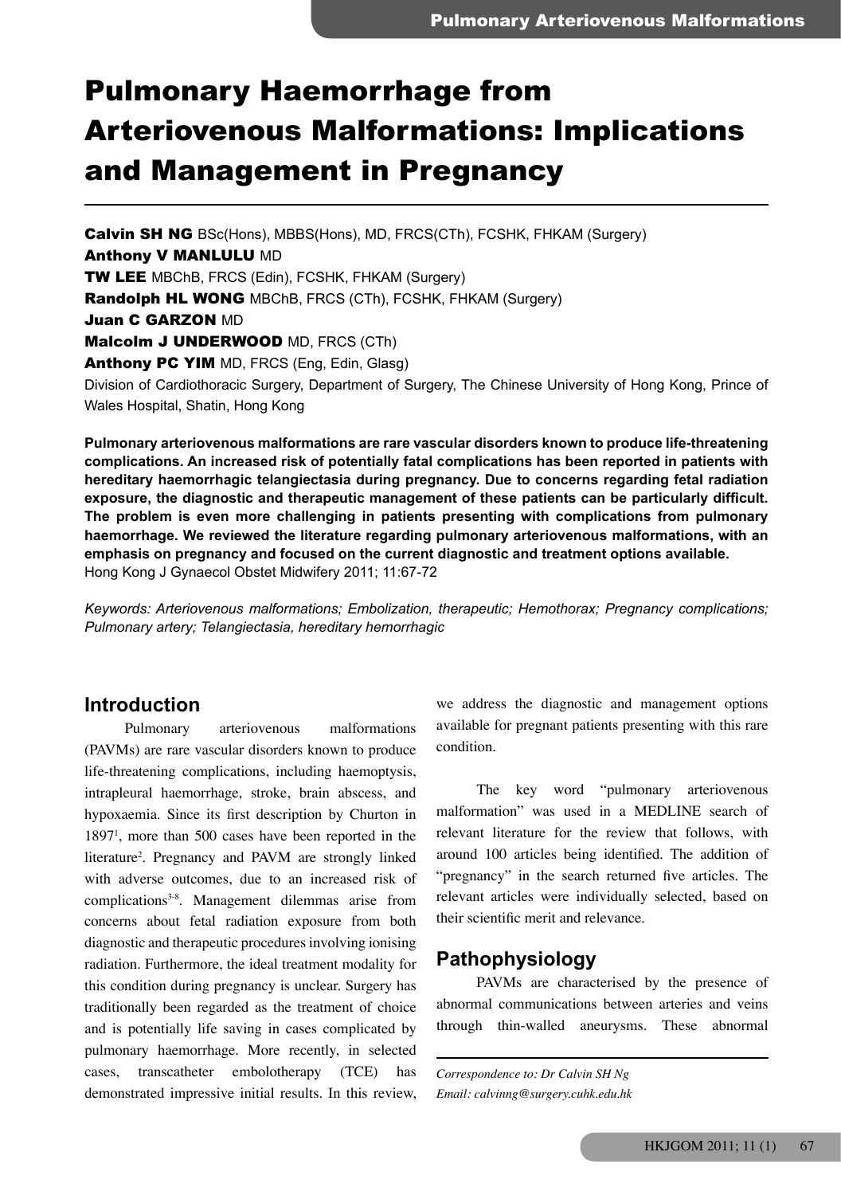# Pulmonary Haemorrhage from Arteriovenous Malformations: Implications and Management in Pregnancy

**Calvin SH NG** BSc(Hons), MBBS(Hons), MD, FRCS(CTh), FCSHK, FHKAM (Surgery)
**Anthony V MANLULU** MD
**TW LEE** MBChB, FRCS (Edin), FCSHK, FHKAM (Surgery)
**Randolph HL WONG** MBChB, FRCS (CTh), FCSHK, FHKAM (Surgery)
**Juan C GARZON** MD
**Malcolm J UNDERWOOD** MD, FRCS (CTh)
**Anthony PC YIM** MD, FRCS (Eng, Edin, Glasg)

Division of Cardiothoracic Surgery, Department of Surgery, The Chinese University of Hong Kong, Prince of Wales Hospital, Shatin, Hong Kong

**Pulmonary arteriovenous malformations are rare vascular disorders known to produce life-threatening complications. An increased risk of potentially fatal complications has been reported in patients with hereditary haemorrhagic telangiectasia during pregnancy. Due to concerns regarding fetal radiation exposure, the diagnostic and therapeutic management of these patients can be particularly difficult. The problem is even more challenging in patients presenting with complications from pulmonary haemorrhage. We reviewed the literature regarding pulmonary arteriovenous malformations, with an emphasis on pregnancy and focused on the current diagnostic and treatment options available.**
Hong Kong J Gynaecol Obstet Midwifery 2011; 11:67-72

*Keywords: Arteriovenous malformations; Embolization, therapeutic; Hemothorax; Pregnancy complications; Pulmonary artery; Telangiectasia, hereditary hemorrhagic*

## Introduction

Pulmonary arteriovenous malformations (PAVMs) are rare vascular disorders known to produce life-threatening complications, including haemoptysis, intrapleural haemorrhage, stroke, brain abscess, and hypoxaemia. Since its first description by Churton in 1897[1], more than 500 cases have been reported in the literature[2]. Pregnancy and PAVM are strongly linked with adverse outcomes, due to an increased risk of complications[3-8]. Management dilemmas arise from concerns about fetal radiation exposure from both diagnostic and therapeutic procedures involving ionising radiation. Furthermore, the ideal treatment modality for this condition during pregnancy is unclear. Surgery has traditionally been regarded as the treatment of choice and is potentially life saving in cases complicated by pulmonary haemorrhage. More recently, in selected cases, transcatheter embolotherapy (TCE) has demonstrated impressive initial results. In this review, we address the diagnostic and management options available for pregnant patients presenting with this rare condition.

The key word "pulmonary arteriovenous malformation" was used in a MEDLINE search of relevant literature for the review that follows, with around 100 articles being identified. The addition of "pregnancy" in the search returned five articles. The relevant articles were individually selected, based on their scientific merit and relevance.

## Pathophysiology

PAVMs are characterised by the presence of abnormal communications between arteries and veins through thin-walled aneurysms. These abnormal

*Correspondence to: Dr Calvin SH Ng*
*Email: calvinng@surgery.cuhk.edu.hk*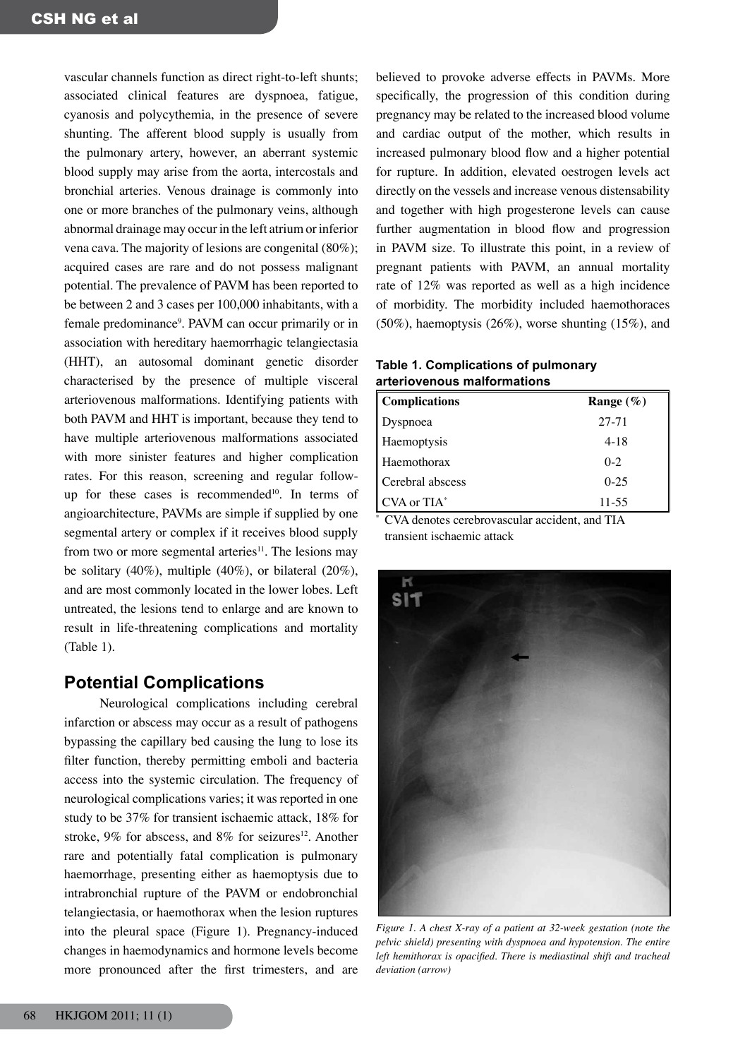vascular channels function as direct right-to-left shunts; associated clinical features are dyspnoea, fatigue, cyanosis and polycythemia, in the presence of severe shunting. The afferent blood supply is usually from the pulmonary artery, however, an aberrant systemic blood supply may arise from the aorta, intercostals and bronchial arteries. Venous drainage is commonly into one or more branches of the pulmonary veins, although abnormal drainage may occur in the left atrium or inferior vena cava. The majority of lesions are congenital (80%); acquired cases are rare and do not possess malignant potential. The prevalence of PAVM has been reported to be between 2 and 3 cases per 100,000 inhabitants, with a female predominance[9]. PAVM can occur primarily or in association with hereditary haemorrhagic telangiectasia (HHT), an autosomal dominant genetic disorder characterised by the presence of multiple visceral arteriovenous malformations. Identifying patients with both PAVM and HHT is important, because they tend to have multiple arteriovenous malformations associated with more sinister features and higher complication rates. For this reason, screening and regular follow-up for these cases is recommended[10]. In terms of angioarchitecture, PAVMs are simple if supplied by one segmental artery or complex if it receives blood supply from two or more segmental arteries[11]. The lesions may be solitary (40%), multiple (40%), or bilateral (20%), and are most commonly located in the lower lobes. Left untreated, the lesions tend to enlarge and are known to result in life-threatening complications and mortality (Table 1).

## Potential Complications

Neurological complications including cerebral infarction or abscess may occur as a result of pathogens bypassing the capillary bed causing the lung to lose its filter function, thereby permitting emboli and bacteria access into the systemic circulation. The frequency of neurological complications varies; it was reported in one study to be 37% for transient ischaemic attack, 18% for stroke, 9% for abscess, and 8% for seizures[12]. Another rare and potentially fatal complication is pulmonary haemorrhage, presenting either as haemoptysis due to intrabronchial rupture of the PAVM or endobronchial telangiectasia, or haemothorax when the lesion ruptures into the pleural space (Figure 1). Pregnancy-induced changes in haemodynamics and hormone levels become more pronounced after the first trimesters, and are believed to provoke adverse effects in PAVMs. More specifically, the progression of this condition during pregnancy may be related to the increased blood volume and cardiac output of the mother, which results in increased pulmonary blood flow and a higher potential for rupture. In addition, elevated oestrogen levels act directly on the vessels and increase venous distensability and together with high progesterone levels can cause further augmentation in blood flow and progression in PAVM size. To illustrate this point, in a review of pregnant patients with PAVM, an annual mortality rate of 12% was reported as well as a high incidence of morbidity. The morbidity included haemothoraces (50%), haemoptysis (26%), worse shunting (15%), and

**Table 1. Complications of pulmonary arteriovenous malformations**

| Complications | Range (%) |
|---|---|
| Dyspnoea | 27-71 |
| Haemoptysis | 4-18 |
| Haemothorax | 0-2 |
| Cerebral abscess | 0-25 |
| CVA or TIA* | 11-55 |

\* CVA denotes cerebrovascular accident, and TIA transient ischaemic attack

*Figure 1. A chest X-ray of a patient at 32-week gestation (note the pelvic shield) presenting with dyspnoea and hypotension. The entire left hemithorax is opacified. There is mediastinal shift and tracheal deviation (arrow)*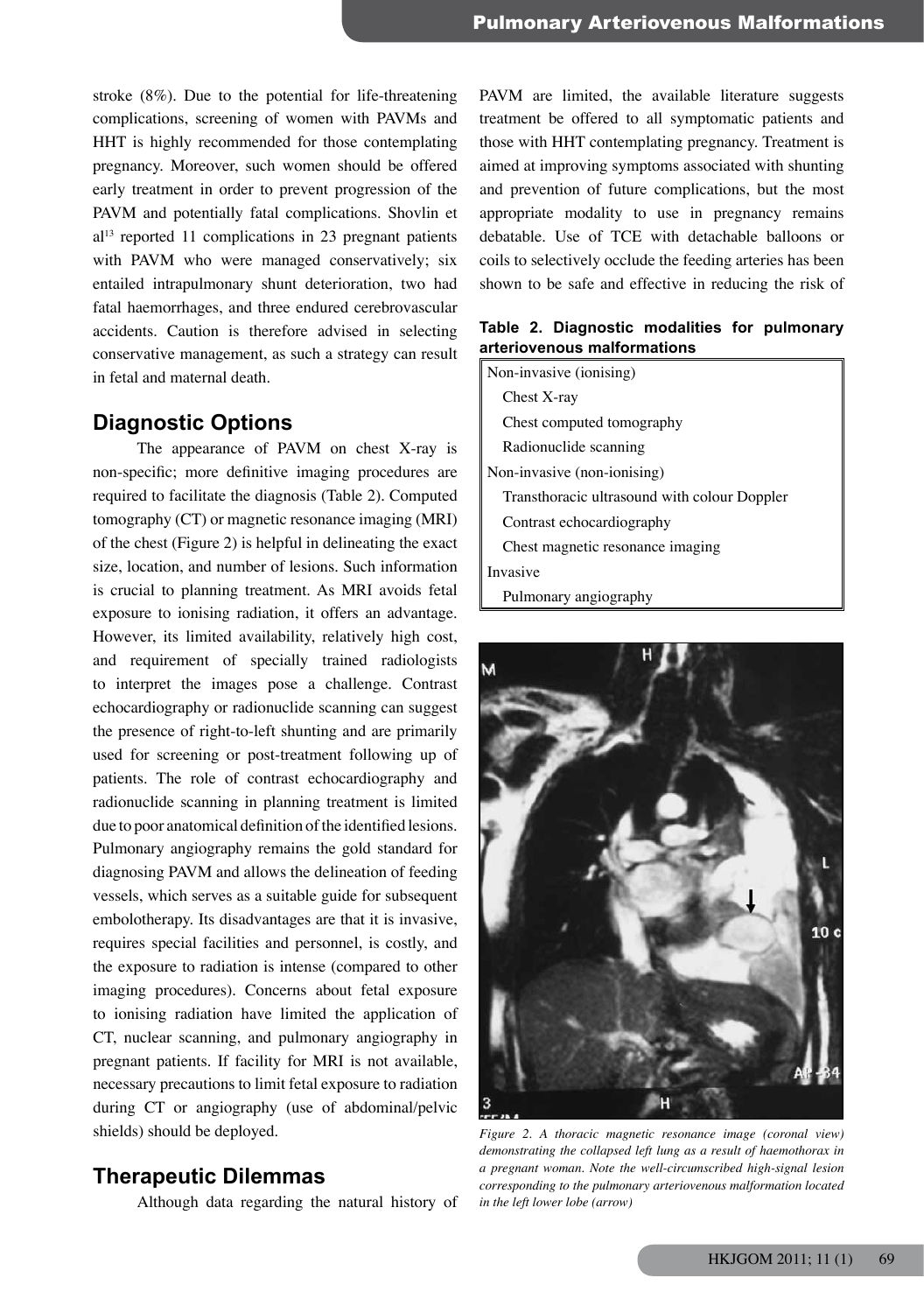stroke (8%). Due to the potential for life-threatening complications, screening of women with PAVMs and HHT is highly recommended for those contemplating pregnancy. Moreover, such women should be offered early treatment in order to prevent progression of the PAVM and potentially fatal complications. Shovlin et al[13] reported 11 complications in 23 pregnant patients with PAVM who were managed conservatively; six entailed intrapulmonary shunt deterioration, two had fatal haemorrhages, and three endured cerebrovascular accidents. Caution is therefore advised in selecting conservative management, as such a strategy can result in fetal and maternal death.

## Diagnostic Options

The appearance of PAVM on chest X-ray is non-specific; more definitive imaging procedures are required to facilitate the diagnosis (Table 2). Computed tomography (CT) or magnetic resonance imaging (MRI) of the chest (Figure 2) is helpful in delineating the exact size, location, and number of lesions. Such information is crucial to planning treatment. As MRI avoids fetal exposure to ionising radiation, it offers an advantage. However, its limited availability, relatively high cost, and requirement of specially trained radiologists to interpret the images pose a challenge. Contrast echocardiography or radionuclide scanning can suggest the presence of right-to-left shunting and are primarily used for screening or post-treatment following up of patients. The role of contrast echocardiography and radionuclide scanning in planning treatment is limited due to poor anatomical definition of the identified lesions. Pulmonary angiography remains the gold standard for diagnosing PAVM and allows the delineation of feeding vessels, which serves as a suitable guide for subsequent embolotherapy. Its disadvantages are that it is invasive, requires special facilities and personnel, is costly, and the exposure to radiation is intense (compared to other imaging procedures). Concerns about fetal exposure to ionising radiation have limited the application of CT, nuclear scanning, and pulmonary angiography in pregnant patients. If facility for MRI is not available, necessary precautions to limit fetal exposure to radiation during CT or angiography (use of abdominal/pelvic shields) should be deployed.

## Therapeutic Dilemmas

Although data regarding the natural history of PAVM are limited, the available literature suggests treatment be offered to all symptomatic patients and those with HHT contemplating pregnancy. Treatment is aimed at improving symptoms associated with shunting and prevention of future complications, but the most appropriate modality to use in pregnancy remains debatable. Use of TCE with detachable balloons or coils to selectively occlude the feeding arteries has been shown to be safe and effective in reducing the risk of

**Table 2. Diagnostic modalities for pulmonary arteriovenous malformations**

| |
|---|
| Non-invasive (ionising) |
| Chest X-ray |
| Chest computed tomography |
| Radionuclide scanning |
| Non-invasive (non-ionising) |
| Transthoracic ultrasound with colour Doppler |
| Contrast echocardiography |
| Chest magnetic resonance imaging |
| Invasive |
| Pulmonary angiography |

*Figure 2. A thoracic magnetic resonance image (coronal view) demonstrating the collapsed left lung as a result of haemothorax in a pregnant woman. Note the well-circumscribed high-signal lesion corresponding to the pulmonary arteriovenous malformation located in the left lower lobe (arrow)*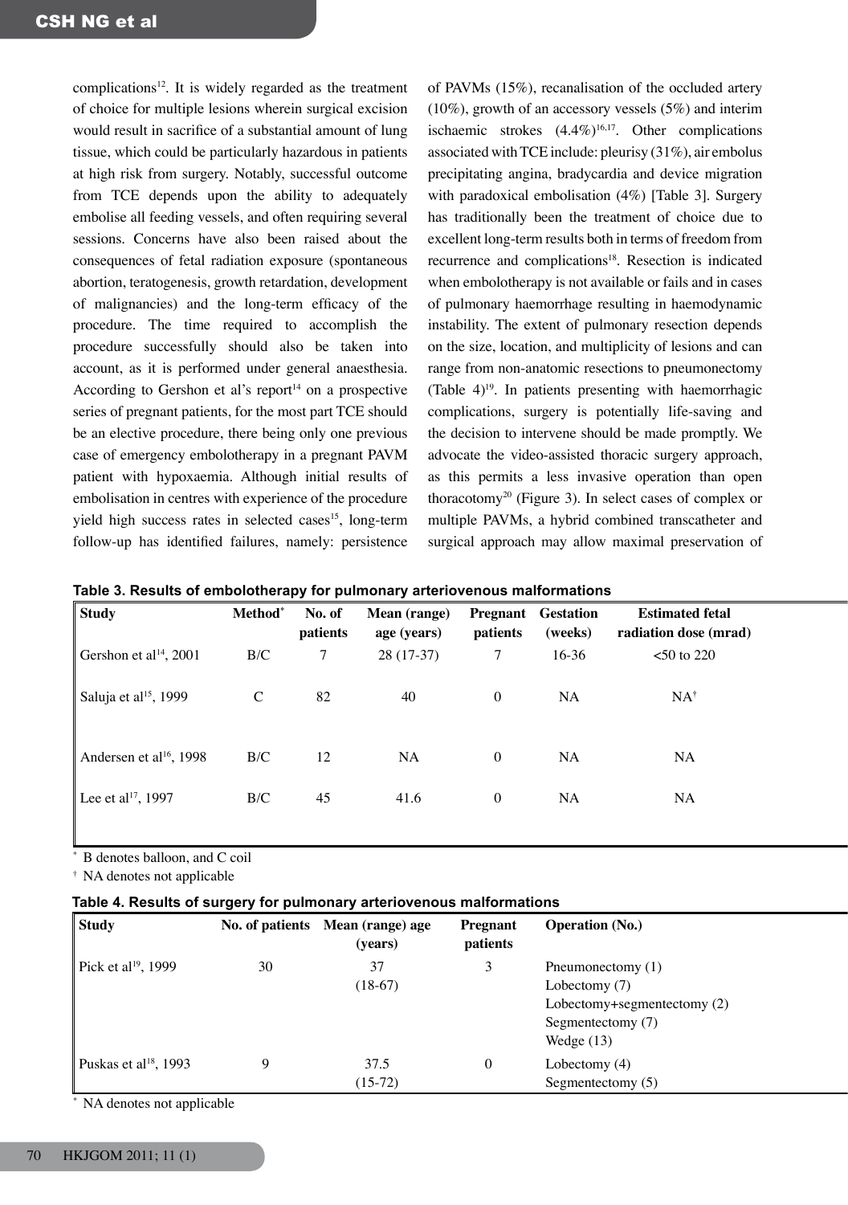complications[12]. It is widely regarded as the treatment of choice for multiple lesions wherein surgical excision would result in sacrifice of a substantial amount of lung tissue, which could be particularly hazardous in patients at high risk from surgery. Notably, successful outcome from TCE depends upon the ability to adequately embolise all feeding vessels, and often requiring several sessions. Concerns have also been raised about the consequences of fetal radiation exposure (spontaneous abortion, teratogenesis, growth retardation, development of malignancies) and the long-term efficacy of the procedure. The time required to accomplish the procedure successfully should also be taken into account, as it is performed under general anaesthesia. According to Gershon et al's report[14] on a prospective series of pregnant patients, for the most part TCE should be an elective procedure, there being only one previous case of emergency embolotherapy in a pregnant PAVM patient with hypoxaemia. Although initial results of embolisation in centres with experience of the procedure yield high success rates in selected cases[15], long-term follow-up has identified failures, namely: persistence of PAVMs (15%), recanalisation of the occluded artery (10%), growth of an accessory vessels (5%) and interim ischaemic strokes (4.4%)[16,17]. Other complications associated with TCE include: pleurisy (31%), air embolus precipitating angina, bradycardia and device migration with paradoxical embolisation (4%) [Table 3]. Surgery has traditionally been the treatment of choice due to excellent long-term results both in terms of freedom from recurrence and complications[18]. Resection is indicated when embolotherapy is not available or fails and in cases of pulmonary haemorrhage resulting in haemodynamic instability. The extent of pulmonary resection depends on the size, location, and multiplicity of lesions and can range from non-anatomic resections to pneumonectomy (Table 4)[19]. In patients presenting with haemorrhagic complications, surgery is potentially life-saving and the decision to intervene should be made promptly. We advocate the video-assisted thoracic surgery approach, as this permits a less invasive operation than open thoracotomy[20] (Figure 3). In select cases of complex or multiple PAVMs, a hybrid combined transcatheter and surgical approach may allow maximal preservation of

**Table 3. Results of embolotherapy for pulmonary arteriovenous malformations**

| Study | Method* | No. of patients | Mean (range) age (years) | Pregnant patients | Gestation (weeks) | Estimated fetal radiation dose (mrad) |
|---|---|---|---|---|---|---|
| Gershon et al[14], 2001 | B/C | 7 | 28 (17-37) | 7 | 16-36 | <50 to 220 |
| Saluja et al[15], 1999 | C | 82 | 40 | 0 | NA | NA† |
| Andersen et al[16], 1998 | B/C | 12 | NA | 0 | NA | NA |
| Lee et al[17], 1997 | B/C | 45 | 41.6 | 0 | NA | NA |

\* B denotes balloon, and C coil

† NA denotes not applicable

**Table 4. Results of surgery for pulmonary arteriovenous malformations**

| Study | No. of patients | Mean (range) age (years) | Pregnant patients | Operation (No.) |
|---|---|---|---|---|
| Pick et al[19], 1999 | 30 | 37 (18-67) | 3 | Pneumonectomy (1)<br>Lobectomy (7)<br>Lobectomy+segmentectomy (2)<br>Segmentectomy (7)<br>Wedge (13) |
| Puskas et al[18], 1993 | 9 | 37.5 (15-72) | 0 | Lobectomy (4)<br>Segmentectomy (5) |

\* NA denotes not applicable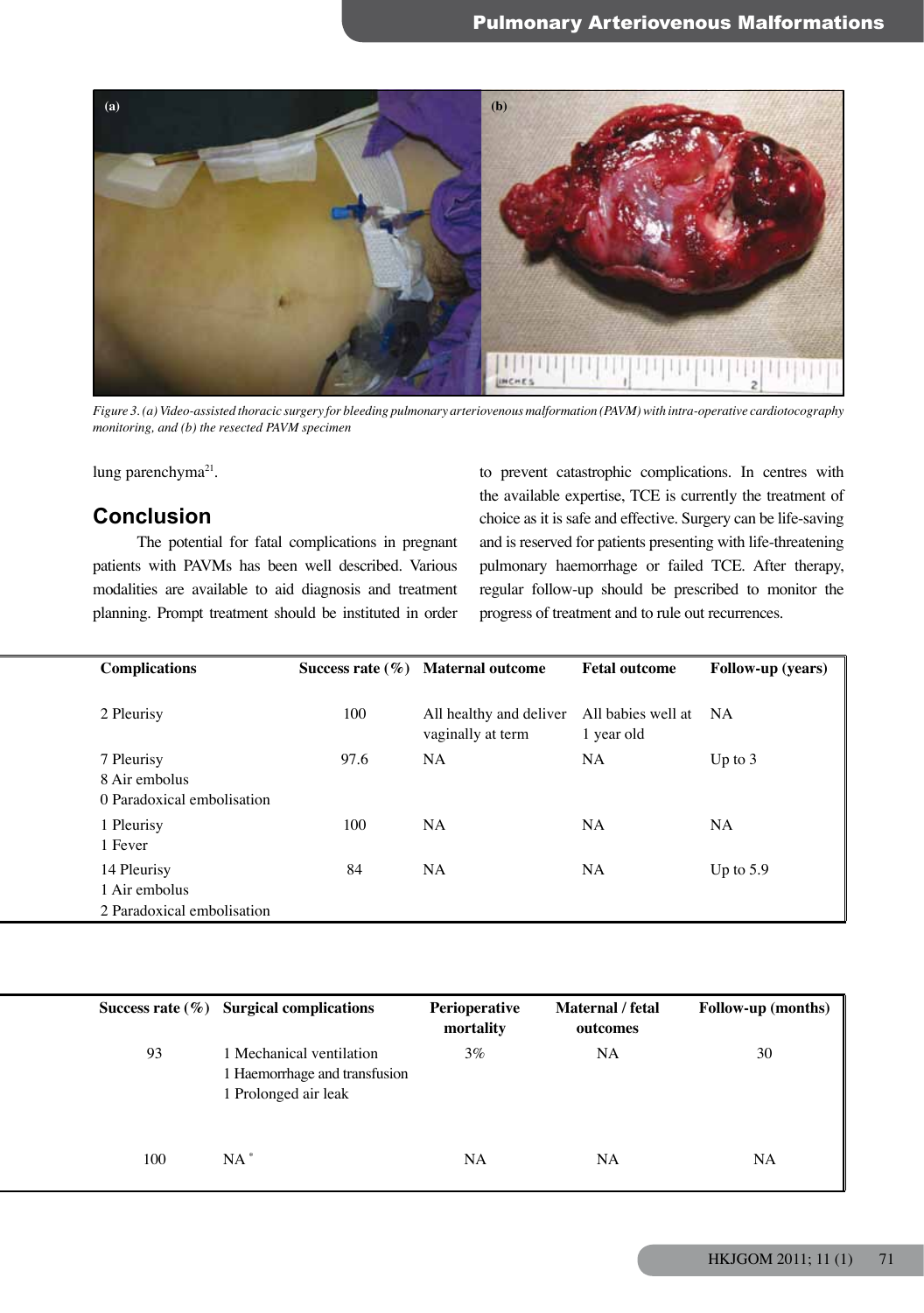Figure 3. (a) Video-assisted thoracic surgery for bleeding pulmonary arteriovenous malformation (PAVM) with intra-operative cardiotocography monitoring, and (b) the resected PAVM specimen

lung parenchyma[21].

## Conclusion

The potential for fatal complications in pregnant patients with PAVMs has been well described. Various modalities are available to aid diagnosis and treatment planning. Prompt treatment should be instituted in order to prevent catastrophic complications. In centres with the available expertise, TCE is currently the treatment of choice as it is safe and effective. Surgery can be life-saving and is reserved for patients presenting with life-threatening pulmonary haemorrhage or failed TCE. After therapy, regular follow-up should be prescribed to monitor the progress of treatment and to rule out recurrences.

| Complications | Success rate (%) | Maternal outcome | Fetal outcome | Follow-up (years) |
|---|---|---|---|---|
| 2 Pleurisy | 100 | All healthy and deliver vaginally at term | All babies well at 1 year old | NA |
| 7 Pleurisy<br>8 Air embolus<br>0 Paradoxical embolisation | 97.6 | NA | NA | Up to 3 |
| 1 Pleurisy<br>1 Fever | 100 | NA | NA | NA |
| 14 Pleurisy<br>1 Air embolus<br>2 Paradoxical embolisation | 84 | NA | NA | Up to 5.9 |

| Success rate (%) | Surgical complications | Perioperative mortality | Maternal / fetal outcomes | Follow-up (months) |
|---|---|---|---|---|
| 93 | 1 Mechanical ventilation<br>1 Haemorrhage and transfusion<br>1 Prolonged air leak | 3% | NA | 30 |
| 100 | NA * | NA | NA | NA |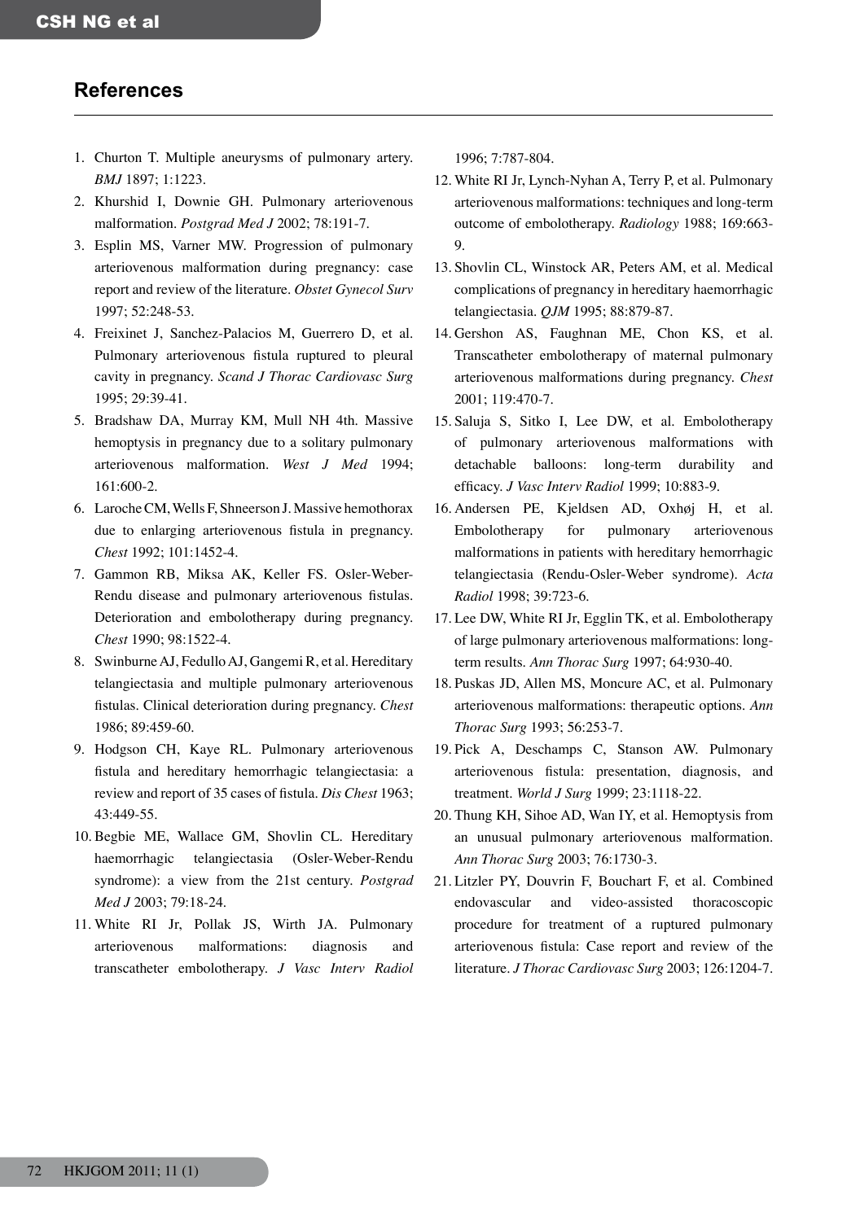## References

1. Churton T. Multiple aneurysms of pulmonary artery. *BMJ* 1897; 1:1223.
2. Khurshid I, Downie GH. Pulmonary arteriovenous malformation. *Postgrad Med J* 2002; 78:191-7.
3. Esplin MS, Varner MW. Progression of pulmonary arteriovenous malformation during pregnancy: case report and review of the literature. *Obstet Gynecol Surv* 1997; 52:248-53.
4. Freixinet J, Sanchez-Palacios M, Guerrero D, et al. Pulmonary arteriovenous fistula ruptured to pleural cavity in pregnancy. *Scand J Thorac Cardiovasc Surg* 1995; 29:39-41.
5. Bradshaw DA, Murray KM, Mull NH 4th. Massive hemoptysis in pregnancy due to a solitary pulmonary arteriovenous malformation. *West J Med* 1994; 161:600-2.
6. Laroche CM, Wells F, Shneerson J. Massive hemothorax due to enlarging arteriovenous fistula in pregnancy. *Chest* 1992; 101:1452-4.
7. Gammon RB, Miksa AK, Keller FS. Osler-Weber-Rendu disease and pulmonary arteriovenous fistulas. Deterioration and embolotherapy during pregnancy. *Chest* 1990; 98:1522-4.
8. Swinburne AJ, Fedullo AJ, Gangemi R, et al. Hereditary telangiectasia and multiple pulmonary arteriovenous fistulas. Clinical deterioration during pregnancy. *Chest* 1986; 89:459-60.
9. Hodgson CH, Kaye RL. Pulmonary arteriovenous fistula and hereditary hemorrhagic telangiectasia: a review and report of 35 cases of fistula. *Dis Chest* 1963; 43:449-55.
10. Begbie ME, Wallace GM, Shovlin CL. Hereditary haemorrhagic telangiectasia (Osler-Weber-Rendu syndrome): a view from the 21st century. *Postgrad Med J* 2003; 79:18-24.
11. White RI Jr, Pollak JS, Wirth JA. Pulmonary arteriovenous malformations: diagnosis and transcatheter embolotherapy. *J Vasc Interv Radiol* 1996; 7:787-804.
12. White RI Jr, Lynch-Nyhan A, Terry P, et al. Pulmonary arteriovenous malformations: techniques and long-term outcome of embolotherapy. *Radiology* 1988; 169:663-9.
13. Shovlin CL, Winstock AR, Peters AM, et al. Medical complications of pregnancy in hereditary haemorrhagic telangiectasia. *QJM* 1995; 88:879-87.
14. Gershon AS, Faughnan ME, Chon KS, et al. Transcatheter embolotherapy of maternal pulmonary arteriovenous malformations during pregnancy. *Chest* 2001; 119:470-7.
15. Saluja S, Sitko I, Lee DW, et al. Embolotherapy of pulmonary arteriovenous malformations with detachable balloons: long-term durability and efficacy. *J Vasc Interv Radiol* 1999; 10:883-9.
16. Andersen PE, Kjeldsen AD, Oxhøj H, et al. Embolotherapy for pulmonary arteriovenous malformations in patients with hereditary hemorrhagic telangiectasia (Rendu-Osler-Weber syndrome). *Acta Radiol* 1998; 39:723-6.
17. Lee DW, White RI Jr, Egglin TK, et al. Embolotherapy of large pulmonary arteriovenous malformations: long-term results. *Ann Thorac Surg* 1997; 64:930-40.
18. Puskas JD, Allen MS, Moncure AC, et al. Pulmonary arteriovenous malformations: therapeutic options. *Ann Thorac Surg* 1993; 56:253-7.
19. Pick A, Deschamps C, Stanson AW. Pulmonary arteriovenous fistula: presentation, diagnosis, and treatment. *World J Surg* 1999; 23:1118-22.
20. Thung KH, Sihoe AD, Wan IY, et al. Hemoptysis from an unusual pulmonary arteriovenous malformation. *Ann Thorac Surg* 2003; 76:1730-3.
21. Litzler PY, Douvrin F, Bouchart F, et al. Combined endovascular and video-assisted thoracoscopic procedure for treatment of a ruptured pulmonary arteriovenous fistula: Case report and review of the literature. *J Thorac Cardiovasc Surg* 2003; 126:1204-7.